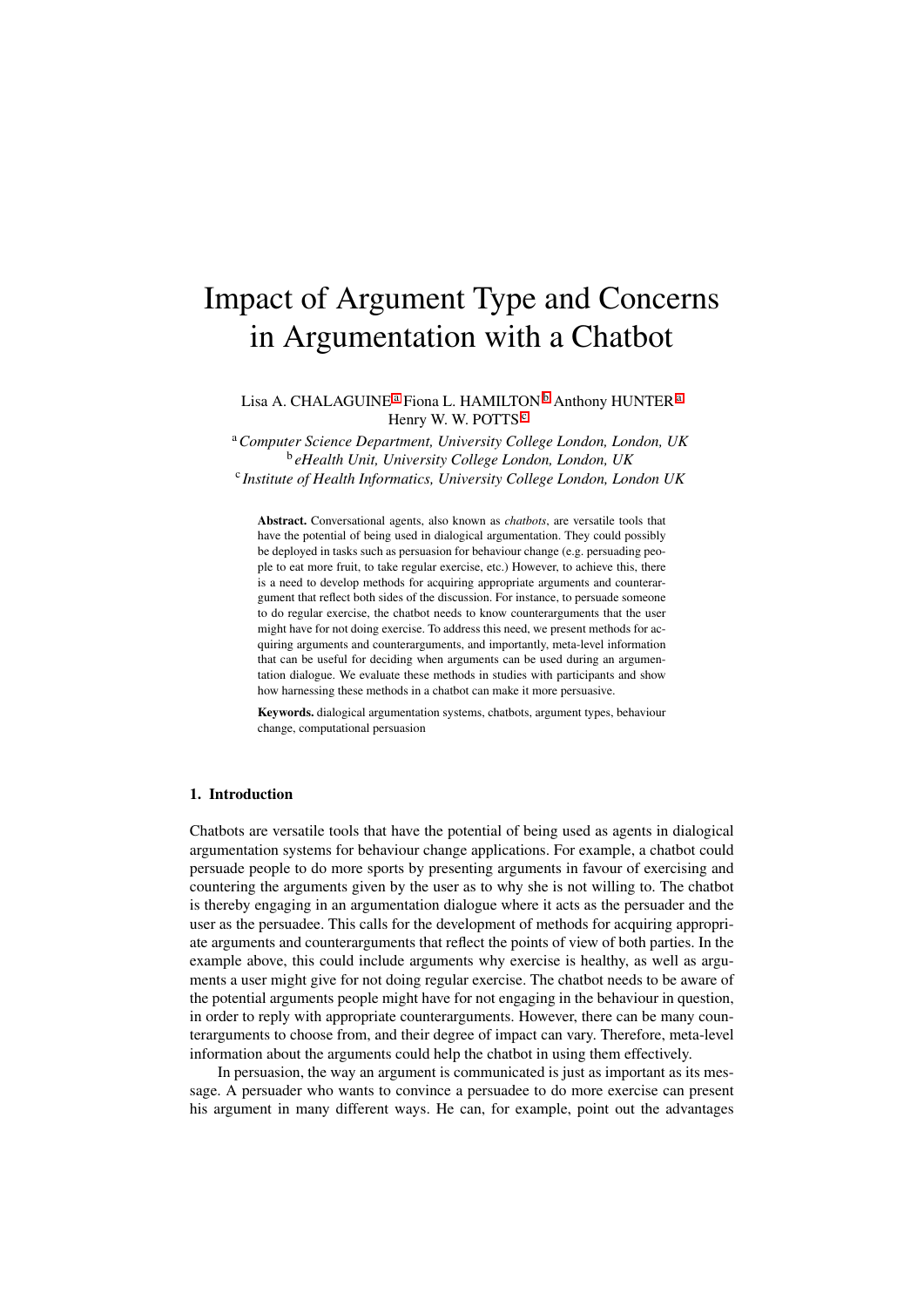# Impact of Argument Type and Concerns in Argumentation with a Chatbot

Lisa A. CHALAGUINE[a] Fiona L. HAMILTON[b] Anthony HUNTER[a]
Henry W. W. POTTS[c]

[a] *Computer Science Department, University College London, London, UK*
[b] *eHealth Unit, University College London, London, UK*
[c] *Institute of Health Informatics, University College London, London UK*

**Abstract.** Conversational agents, also known as *chatbots*, are versatile tools that have the potential of being used in dialogical argumentation. They could possibly be deployed in tasks such as persuasion for behaviour change (e.g. persuading people to eat more fruit, to take regular exercise, etc.) However, to achieve this, there is a need to develop methods for acquiring appropriate arguments and counterargument that reflect both sides of the discussion. For instance, to persuade someone to do regular exercise, the chatbot needs to know counterarguments that the user might have for not doing exercise. To address this need, we present methods for acquiring arguments and counterarguments, and importantly, meta-level information that can be useful for deciding when arguments can be used during an argumentation dialogue. We evaluate these methods in studies with participants and show how harnessing these methods in a chatbot can make it more persuasive.

**Keywords.** dialogical argumentation systems, chatbots, argument types, behaviour change, computational persuasion

## 1. Introduction

Chatbots are versatile tools that have the potential of being used as agents in dialogical argumentation systems for behaviour change applications. For example, a chatbot could persuade people to do more sports by presenting arguments in favour of exercising and countering the arguments given by the user as to why she is not willing to. The chatbot is thereby engaging in an argumentation dialogue where it acts as the persuader and the user as the persuadee. This calls for the development of methods for acquiring appropriate arguments and counterarguments that reflect the points of view of both parties. In the example above, this could include arguments why exercise is healthy, as well as arguments a user might give for not doing regular exercise. The chatbot needs to be aware of the potential arguments people might have for not engaging in the behaviour in question, in order to reply with appropriate counterarguments. However, there can be many counterarguments to choose from, and their degree of impact can vary. Therefore, meta-level information about the arguments could help the chatbot in using them effectively.

In persuasion, the way an argument is communicated is just as important as its message. A persuader who wants to convince a persuadee to do more exercise can present his argument in many different ways. He can, for example, point out the advantages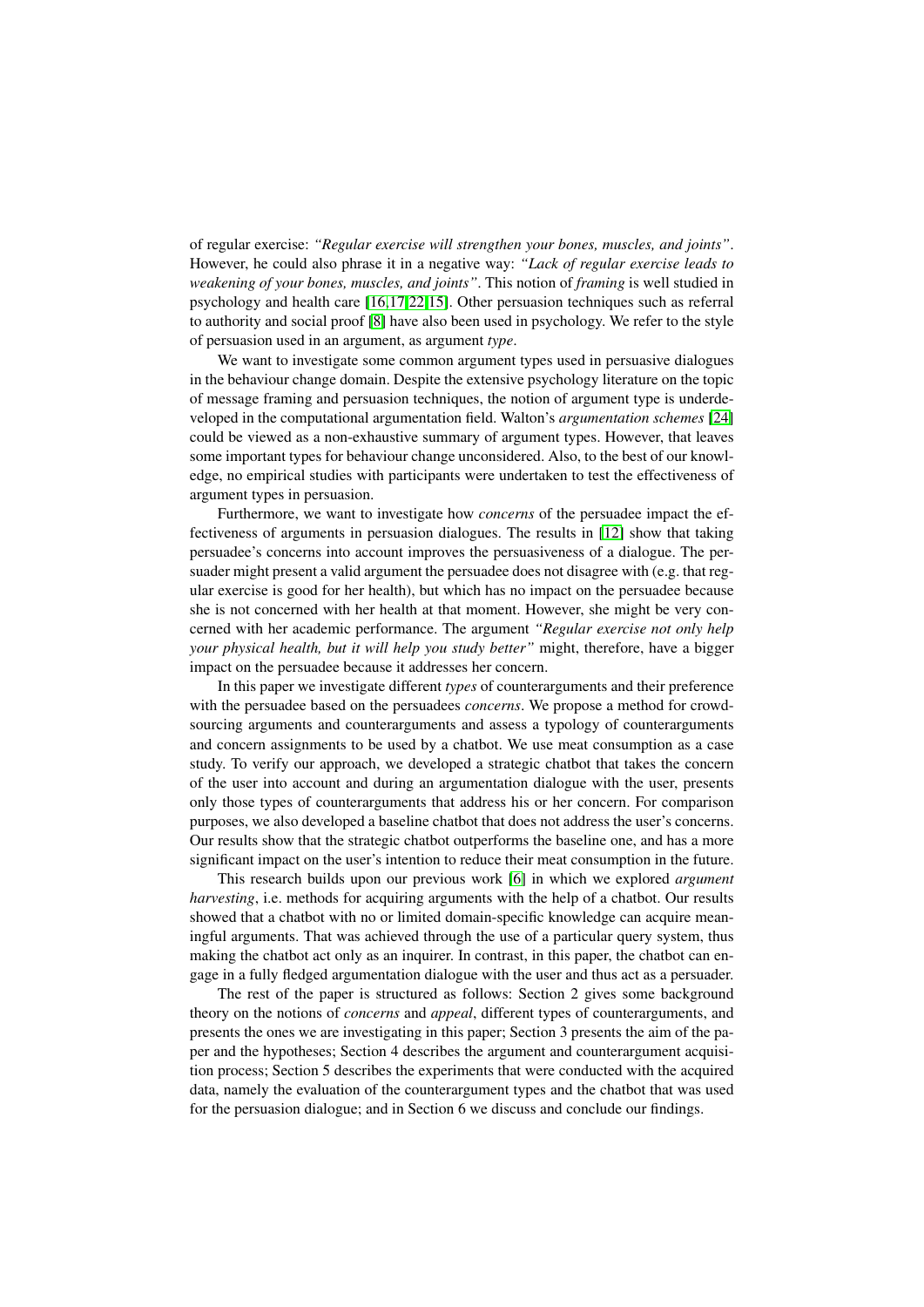of regular exercise: *"Regular exercise will strengthen your bones, muscles, and joints"*. However, he could also phrase it in a negative way: *"Lack of regular exercise leads to weakening of your bones, muscles, and joints"*. This notion of *framing* is well studied in psychology and health care [16,17,22,15]. Other persuasion techniques such as referral to authority and social proof [8] have also been used in psychology. We refer to the style of persuasion used in an argument, as argument *type*.

We want to investigate some common argument types used in persuasive dialogues in the behaviour change domain. Despite the extensive psychology literature on the topic of message framing and persuasion techniques, the notion of argument type is underdeveloped in the computational argumentation field. Walton's *argumentation schemes* [24] could be viewed as a non-exhaustive summary of argument types. However, that leaves some important types for behaviour change unconsidered. Also, to the best of our knowledge, no empirical studies with participants were undertaken to test the effectiveness of argument types in persuasion.

Furthermore, we want to investigate how *concerns* of the persuadee impact the effectiveness of arguments in persuasion dialogues. The results in [12] show that taking persuadee's concerns into account improves the persuasiveness of a dialogue. The persuader might present a valid argument the persuadee does not disagree with (e.g. that regular exercise is good for her health), but which has no impact on the persuadee because she is not concerned with her health at that moment. However, she might be very concerned with her academic performance. The argument *"Regular exercise not only help your physical health, but it will help you study better"* might, therefore, have a bigger impact on the persuadee because it addresses her concern.

In this paper we investigate different *types* of counterarguments and their preference with the persuadee based on the persuadees *concerns*. We propose a method for crowdsourcing arguments and counterarguments and assess a typology of counterarguments and concern assignments to be used by a chatbot. We use meat consumption as a case study. To verify our approach, we developed a strategic chatbot that takes the concern of the user into account and during an argumentation dialogue with the user, presents only those types of counterarguments that address his or her concern. For comparison purposes, we also developed a baseline chatbot that does not address the user's concerns. Our results show that the strategic chatbot outperforms the baseline one, and has a more significant impact on the user's intention to reduce their meat consumption in the future.

This research builds upon our previous work [6] in which we explored *argument harvesting*, i.e. methods for acquiring arguments with the help of a chatbot. Our results showed that a chatbot with no or limited domain-specific knowledge can acquire meaningful arguments. That was achieved through the use of a particular query system, thus making the chatbot act only as an inquirer. In contrast, in this paper, the chatbot can engage in a fully fledged argumentation dialogue with the user and thus act as a persuader.

The rest of the paper is structured as follows: Section 2 gives some background theory on the notions of *concerns* and *appeal*, different types of counterarguments, and presents the ones we are investigating in this paper; Section 3 presents the aim of the paper and the hypotheses; Section 4 describes the argument and counterargument acquisition process; Section 5 describes the experiments that were conducted with the acquired data, namely the evaluation of the counterargument types and the chatbot that was used for the persuasion dialogue; and in Section 6 we discuss and conclude our findings.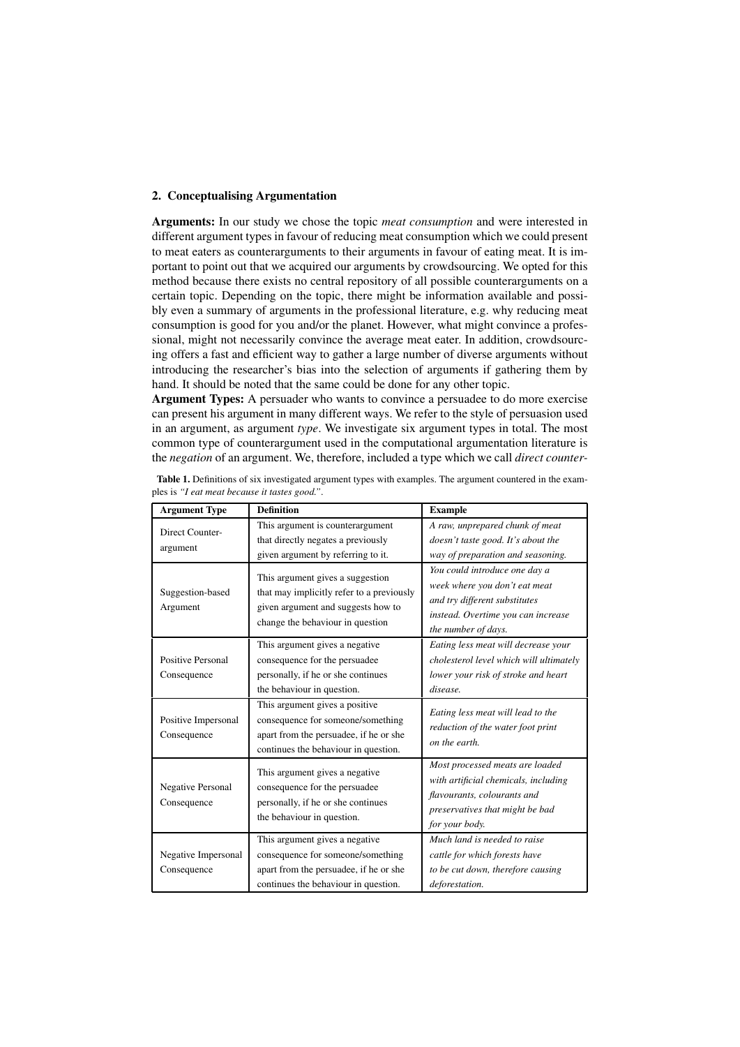## 2. Conceptualising Argumentation

**Arguments:** In our study we chose the topic *meat consumption* and were interested in different argument types in favour of reducing meat consumption which we could present to meat eaters as counterarguments to their arguments in favour of eating meat. It is important to point out that we acquired our arguments by crowdsourcing. We opted for this method because there exists no central repository of all possible counterarguments on a certain topic. Depending on the topic, there might be information available and possibly even a summary of arguments in the professional literature, e.g. why reducing meat consumption is good for you and/or the planet. However, what might convince a professional, might not necessarily convince the average meat eater. In addition, crowdsourcing offers a fast and efficient way to gather a large number of diverse arguments without introducing the researcher's bias into the selection of arguments if gathering them by hand. It should be noted that the same could be done for any other topic.

**Argument Types:** A persuader who wants to convince a persuadee to do more exercise can present his argument in many different ways. We refer to the style of persuasion used in an argument, as argument *type*. We investigate six argument types in total. The most common type of counterargument used in the computational argumentation literature is the *negation* of an argument. We, therefore, included a type which we call *direct counter-*

**Table 1.** Definitions of six investigated argument types with examples. The argument countered in the examples is *"I eat meat because it tastes good."*.

| Argument Type | Definition | Example |
|---|---|---|
| Direct Counter-argument | This argument is counterargument that directly negates a previously given argument by referring to it. | *A raw, unprepared chunk of meat doesn't taste good. It's about the way of preparation and seasoning.* |
| Suggestion-based Argument | This argument gives a suggestion that may implicitly refer to a previously given argument and suggests how to change the behaviour in question | *You could introduce one day a week where you don't eat meat and try different substitutes instead. Overtime you can increase the number of days.* |
| Positive Personal Consequence | This argument gives a negative consequence for the persuadee personally, if he or she continues the behaviour in question. | *Eating less meat will decrease your cholesterol level which will ultimately lower your risk of stroke and heart disease.* |
| Positive Impersonal Consequence | This argument gives a positive consequence for someone/something apart from the persuadee, if he or she continues the behaviour in question. | *Eating less meat will lead to the reduction of the water foot print on the earth.* |
| Negative Personal Consequence | This argument gives a negative consequence for the persuadee personally, if he or she continues the behaviour in question. | *Most processed meats are loaded with artificial chemicals, including flavourants, colourants and preservatives that might be bad for your body.* |
| Negative Impersonal Consequence | This argument gives a negative consequence for someone/something apart from the persuadee, if he or she continues the behaviour in question. | *Much land is needed to raise cattle for which forests have to be cut down, therefore causing deforestation.* |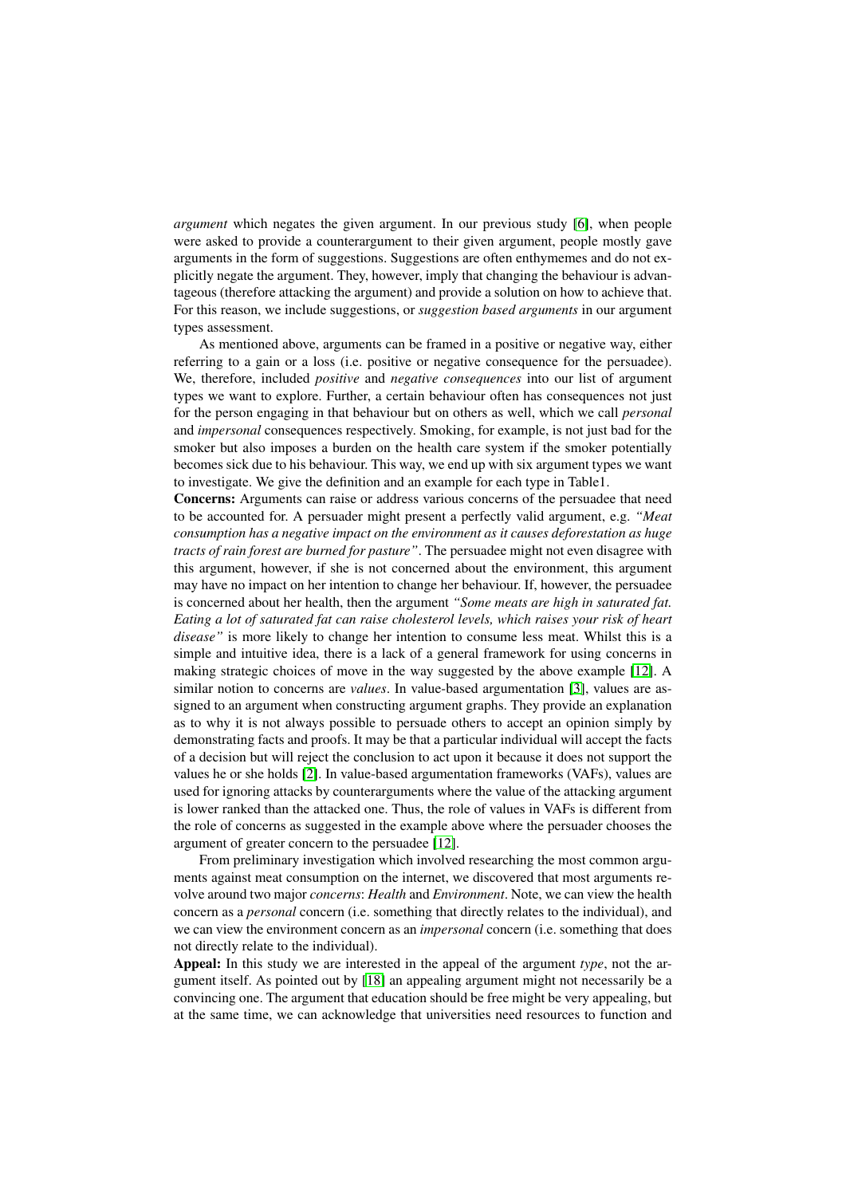*argument* which negates the given argument. In our previous study [6], when people were asked to provide a counterargument to their given argument, people mostly gave arguments in the form of suggestions. Suggestions are often enthymemes and do not explicitly negate the argument. They, however, imply that changing the behaviour is advantageous (therefore attacking the argument) and provide a solution on how to achieve that. For this reason, we include suggestions, or *suggestion based arguments* in our argument types assessment.

As mentioned above, arguments can be framed in a positive or negative way, either referring to a gain or a loss (i.e. positive or negative consequence for the persuadee). We, therefore, included *positive* and *negative consequences* into our list of argument types we want to explore. Further, a certain behaviour often has consequences not just for the person engaging in that behaviour but on others as well, which we call *personal* and *impersonal* consequences respectively. Smoking, for example, is not just bad for the smoker but also imposes a burden on the health care system if the smoker potentially becomes sick due to his behaviour. This way, we end up with six argument types we want to investigate. We give the definition and an example for each type in Table1.

**Concerns:** Arguments can raise or address various concerns of the persuadee that need to be accounted for. A persuader might present a perfectly valid argument, e.g. *"Meat consumption has a negative impact on the environment as it causes deforestation as huge tracts of rain forest are burned for pasture"*. The persuadee might not even disagree with this argument, however, if she is not concerned about the environment, this argument may have no impact on her intention to change her behaviour. If, however, the persuadee is concerned about her health, then the argument *"Some meats are high in saturated fat. Eating a lot of saturated fat can raise cholesterol levels, which raises your risk of heart disease"* is more likely to change her intention to consume less meat. Whilst this is a simple and intuitive idea, there is a lack of a general framework for using concerns in making strategic choices of move in the way suggested by the above example [12]. A similar notion to concerns are *values*. In value-based argumentation [3], values are assigned to an argument when constructing argument graphs. They provide an explanation as to why it is not always possible to persuade others to accept an opinion simply by demonstrating facts and proofs. It may be that a particular individual will accept the facts of a decision but will reject the conclusion to act upon it because it does not support the values he or she holds [2]. In value-based argumentation frameworks (VAFs), values are used for ignoring attacks by counterarguments where the value of the attacking argument is lower ranked than the attacked one. Thus, the role of values in VAFs is different from the role of concerns as suggested in the example above where the persuader chooses the argument of greater concern to the persuadee [12].

From preliminary investigation which involved researching the most common arguments against meat consumption on the internet, we discovered that most arguments revolve around two major *concerns*: *Health* and *Environment*. Note, we can view the health concern as a *personal* concern (i.e. something that directly relates to the individual), and we can view the environment concern as an *impersonal* concern (i.e. something that does not directly relate to the individual).

**Appeal:** In this study we are interested in the appeal of the argument *type*, not the argument itself. As pointed out by [18] an appealing argument might not necessarily be a convincing one. The argument that education should be free might be very appealing, but at the same time, we can acknowledge that universities need resources to function and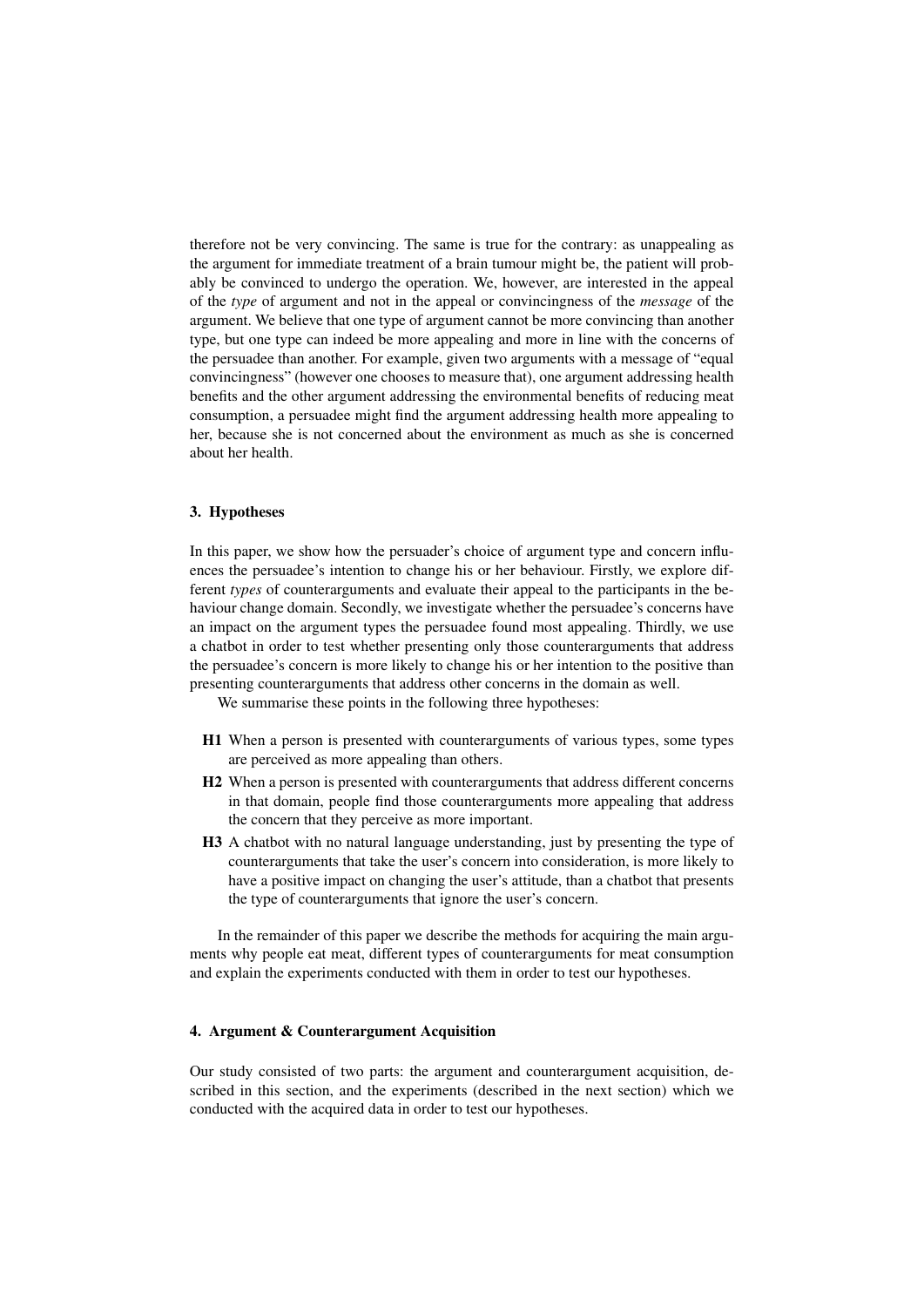therefore not be very convincing. The same is true for the contrary: as unappealing as the argument for immediate treatment of a brain tumour might be, the patient will probably be convinced to undergo the operation. We, however, are interested in the appeal of the *type* of argument and not in the appeal or convincingness of the *message* of the argument. We believe that one type of argument cannot be more convincing than another type, but one type can indeed be more appealing and more in line with the concerns of the persuadee than another. For example, given two arguments with a message of "equal convincingness" (however one chooses to measure that), one argument addressing health benefits and the other argument addressing the environmental benefits of reducing meat consumption, a persuadee might find the argument addressing health more appealing to her, because she is not concerned about the environment as much as she is concerned about her health.

## 3. Hypotheses

In this paper, we show how the persuader's choice of argument type and concern influences the persuadee's intention to change his or her behaviour. Firstly, we explore different *types* of counterarguments and evaluate their appeal to the participants in the behaviour change domain. Secondly, we investigate whether the persuadee's concerns have an impact on the argument types the persuadee found most appealing. Thirdly, we use a chatbot in order to test whether presenting only those counterarguments that address the persuadee's concern is more likely to change his or her intention to the positive than presenting counterarguments that address other concerns in the domain as well.

We summarise these points in the following three hypotheses:

- **H1** When a person is presented with counterarguments of various types, some types are perceived as more appealing than others.
- **H2** When a person is presented with counterarguments that address different concerns in that domain, people find those counterarguments more appealing that address the concern that they perceive as more important.
- **H3** A chatbot with no natural language understanding, just by presenting the type of counterarguments that take the user's concern into consideration, is more likely to have a positive impact on changing the user's attitude, than a chatbot that presents the type of counterarguments that ignore the user's concern.

In the remainder of this paper we describe the methods for acquiring the main arguments why people eat meat, different types of counterarguments for meat consumption and explain the experiments conducted with them in order to test our hypotheses.

## 4. Argument & Counterargument Acquisition

Our study consisted of two parts: the argument and counterargument acquisition, described in this section, and the experiments (described in the next section) which we conducted with the acquired data in order to test our hypotheses.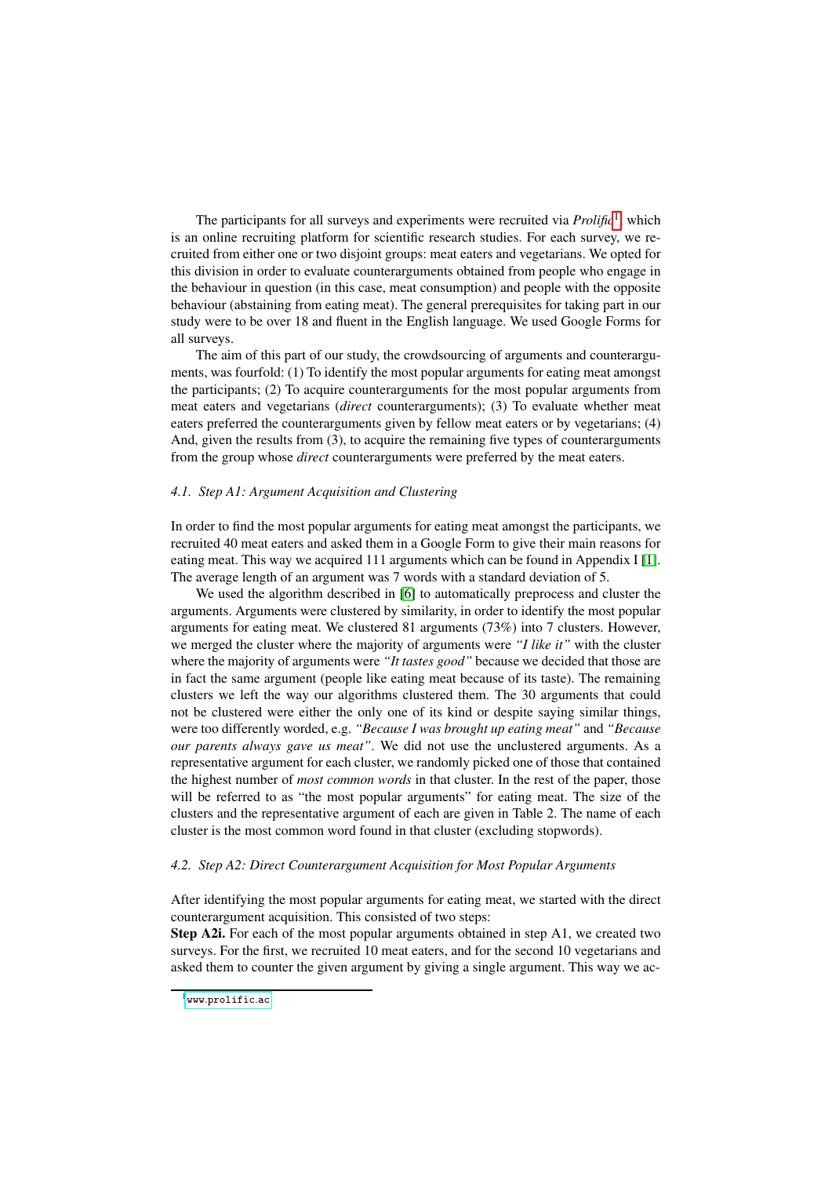The participants for all surveys and experiments were recruited via *Prolific*[1], which is an online recruiting platform for scientific research studies. For each survey, we recruited from either one or two disjoint groups: meat eaters and vegetarians. We opted for this division in order to evaluate counterarguments obtained from people who engage in the behaviour in question (in this case, meat consumption) and people with the opposite behaviour (abstaining from eating meat). The general prerequisites for taking part in our study were to be over 18 and fluent in the English language. We used Google Forms for all surveys.

The aim of this part of our study, the crowdsourcing of arguments and counterarguments, was fourfold: (1) To identify the most popular arguments for eating meat amongst the participants; (2) To acquire counterarguments for the most popular arguments from meat eaters and vegetarians (*direct* counterarguments); (3) To evaluate whether meat eaters preferred the counterarguments given by fellow meat eaters or by vegetarians; (4) And, given the results from (3), to acquire the remaining five types of counterarguments from the group whose *direct* counterarguments were preferred by the meat eaters.

### 4.1. Step A1: Argument Acquisition and Clustering

In order to find the most popular arguments for eating meat amongst the participants, we recruited 40 meat eaters and asked them in a Google Form to give their main reasons for eating meat. This way we acquired 111 arguments which can be found in Appendix I [1]. The average length of an argument was 7 words with a standard deviation of 5.

We used the algorithm described in [6] to automatically preprocess and cluster the arguments. Arguments were clustered by similarity, in order to identify the most popular arguments for eating meat. We clustered 81 arguments (73%) into 7 clusters. However, we merged the cluster where the majority of arguments were *"I like it"* with the cluster where the majority of arguments were *"It tastes good"* because we decided that those are in fact the same argument (people like eating meat because of its taste). The remaining clusters we left the way our algorithms clustered them. The 30 arguments that could not be clustered were either the only one of its kind or despite saying similar things, were too differently worded, e.g. *"Because I was brought up eating meat"* and *"Because our parents always gave us meat"*. We did not use the unclustered arguments. As a representative argument for each cluster, we randomly picked one of those that contained the highest number of *most common words* in that cluster. In the rest of the paper, those will be referred to as "the most popular arguments" for eating meat. The size of the clusters and the representative argument of each are given in Table 2. The name of each cluster is the most common word found in that cluster (excluding stopwords).

### 4.2. Step A2: Direct Counterargument Acquisition for Most Popular Arguments

After identifying the most popular arguments for eating meat, we started with the direct counterargument acquisition. This consisted of two steps:

**Step A2i.** For each of the most popular arguments obtained in step A1, we created two surveys. For the first, we recruited 10 meat eaters, and for the second 10 vegetarians and asked them to counter the given argument by giving a single argument. This way we ac-

[1] www.prolific.ac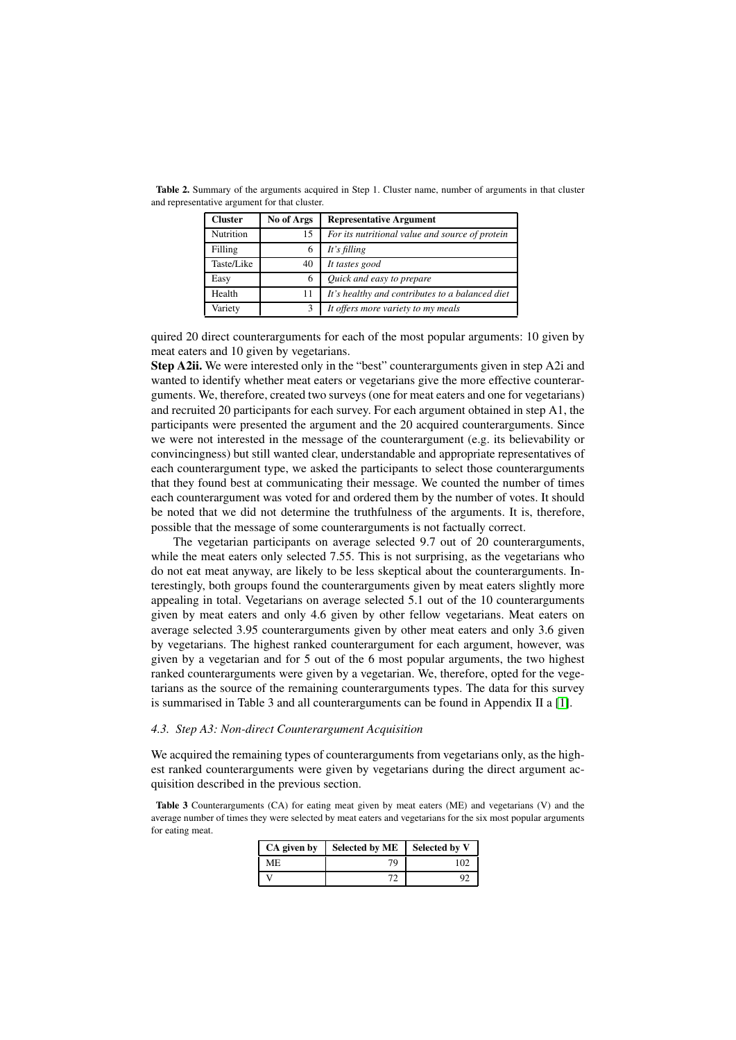**Table 2.** Summary of the arguments acquired in Step 1. Cluster name, number of arguments in that cluster and representative argument for that cluster.

| Cluster | No of Args | Representative Argument |
|---|---|---|
| Nutrition | 15 | *For its nutritional value and source of protein* |
| Filling | 6 | *It's filling* |
| Taste/Like | 40 | *It tastes good* |
| Easy | 6 | *Quick and easy to prepare* |
| Health | 11 | *It's healthy and contributes to a balanced diet* |
| Variety | 3 | *It offers more variety to my meals* |

quired 20 direct counterarguments for each of the most popular arguments: 10 given by meat eaters and 10 given by vegetarians.

**Step A2ii.** We were interested only in the "best" counterarguments given in step A2i and wanted to identify whether meat eaters or vegetarians give the more effective counterarguments. We, therefore, created two surveys (one for meat eaters and one for vegetarians) and recruited 20 participants for each survey. For each argument obtained in step A1, the participants were presented the argument and the 20 acquired counterarguments. Since we were not interested in the message of the counterargument (e.g. its believability or convincingness) but still wanted clear, understandable and appropriate representatives of each counterargument type, we asked the participants to select those counterarguments that they found best at communicating their message. We counted the number of times each counterargument was voted for and ordered them by the number of votes. It should be noted that we did not determine the truthfulness of the arguments. It is, therefore, possible that the message of some counterarguments is not factually correct.

The vegetarian participants on average selected 9.7 out of 20 counterarguments, while the meat eaters only selected 7.55. This is not surprising, as the vegetarians who do not eat meat anyway, are likely to be less skeptical about the counterarguments. Interestingly, both groups found the counterarguments given by meat eaters slightly more appealing in total. Vegetarians on average selected 5.1 out of the 10 counterarguments given by meat eaters and only 4.6 given by other fellow vegetarians. Meat eaters on average selected 3.95 counterarguments given by other meat eaters and only 3.6 given by vegetarians. The highest ranked counterargument for each argument, however, was given by a vegetarian and for 5 out of the 6 most popular arguments, the two highest ranked counterarguments were given by a vegetarian. We, therefore, opted for the vegetarians as the source of the remaining counterarguments types. The data for this survey is summarised in Table 3 and all counterarguments can be found in Appendix II a [1].

### 4.3. Step A3: Non-direct Counterargument Acquisition

We acquired the remaining types of counterarguments from vegetarians only, as the highest ranked counterarguments were given by vegetarians during the direct argument acquisition described in the previous section.

**Table 3** Counterarguments (CA) for eating meat given by meat eaters (ME) and vegetarians (V) and the average number of times they were selected by meat eaters and vegetarians for the six most popular arguments for eating meat.

| CA given by | Selected by ME | Selected by V |
|---|---|---|
| ME | 79 | 102 |
| V | 72 | 92 |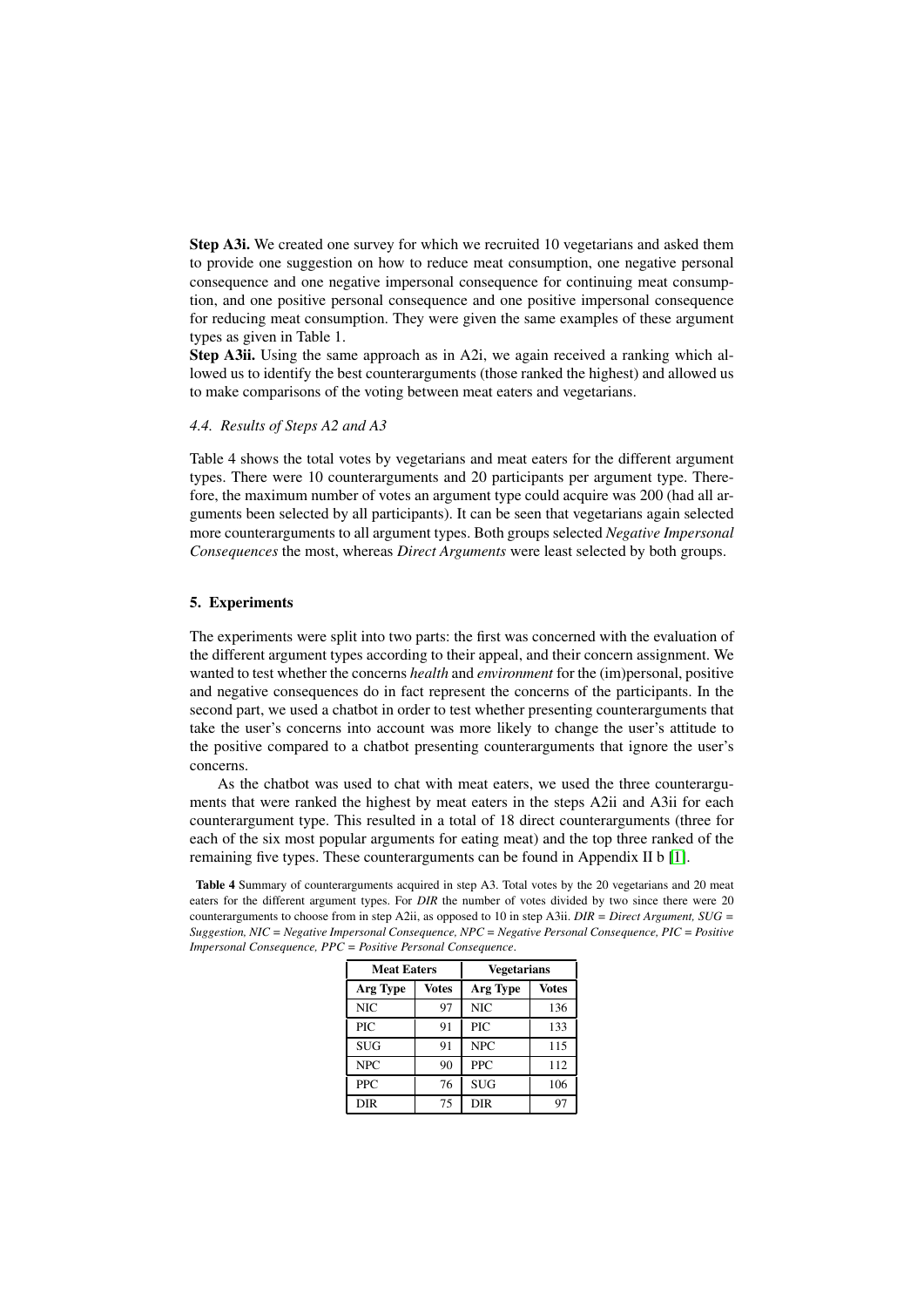**Step A3i.** We created one survey for which we recruited 10 vegetarians and asked them to provide one suggestion on how to reduce meat consumption, one negative personal consequence and one negative impersonal consequence for continuing meat consumption, and one positive personal consequence and one positive impersonal consequence for reducing meat consumption. They were given the same examples of these argument types as given in Table 1.

**Step A3ii.** Using the same approach as in A2i, we again received a ranking which allowed us to identify the best counterarguments (those ranked the highest) and allowed us to make comparisons of the voting between meat eaters and vegetarians.

### *4.4. Results of Steps A2 and A3*

Table 4 shows the total votes by vegetarians and meat eaters for the different argument types. There were 10 counterarguments and 20 participants per argument type. Therefore, the maximum number of votes an argument type could acquire was 200 (had all arguments been selected by all participants). It can be seen that vegetarians again selected more counterarguments to all argument types. Both groups selected *Negative Impersonal Consequences* the most, whereas *Direct Arguments* were least selected by both groups.

## 5. Experiments

The experiments were split into two parts: the first was concerned with the evaluation of the different argument types according to their appeal, and their concern assignment. We wanted to test whether the concerns *health* and *environment* for the (im)personal, positive and negative consequences do in fact represent the concerns of the participants. In the second part, we used a chatbot in order to test whether presenting counterarguments that take the user's concerns into account was more likely to change the user's attitude to the positive compared to a chatbot presenting counterarguments that ignore the user's concerns.

As the chatbot was used to chat with meat eaters, we used the three counterarguments that were ranked the highest by meat eaters in the steps A2ii and A3ii for each counterargument type. This resulted in a total of 18 direct counterarguments (three for each of the six most popular arguments for eating meat) and the top three ranked of the remaining five types. These counterarguments can be found in Appendix II b [1].

**Table 4** Summary of counterarguments acquired in step A3. Total votes by the 20 vegetarians and 20 meat eaters for the different argument types. For *DIR* the number of votes divided by two since there were 20 counterarguments to choose from in step A2ii, as opposed to 10 in step A3ii. *DIR = Direct Argument, SUG = Suggestion, NIC = Negative Impersonal Consequence, NPC = Negative Personal Consequence, PIC = Positive Impersonal Consequence, PPC = Positive Personal Consequence*.

| Meat Eaters | | Vegetarians | |
|---|---|---|---|
| **Arg Type** | **Votes** | **Arg Type** | **Votes** |
| NIC | 97 | NIC | 136 |
| PIC | 91 | PIC | 133 |
| SUG | 91 | NPC | 115 |
| NPC | 90 | PPC | 112 |
| PPC | 76 | SUG | 106 |
| DIR | 75 | DIR | 97 |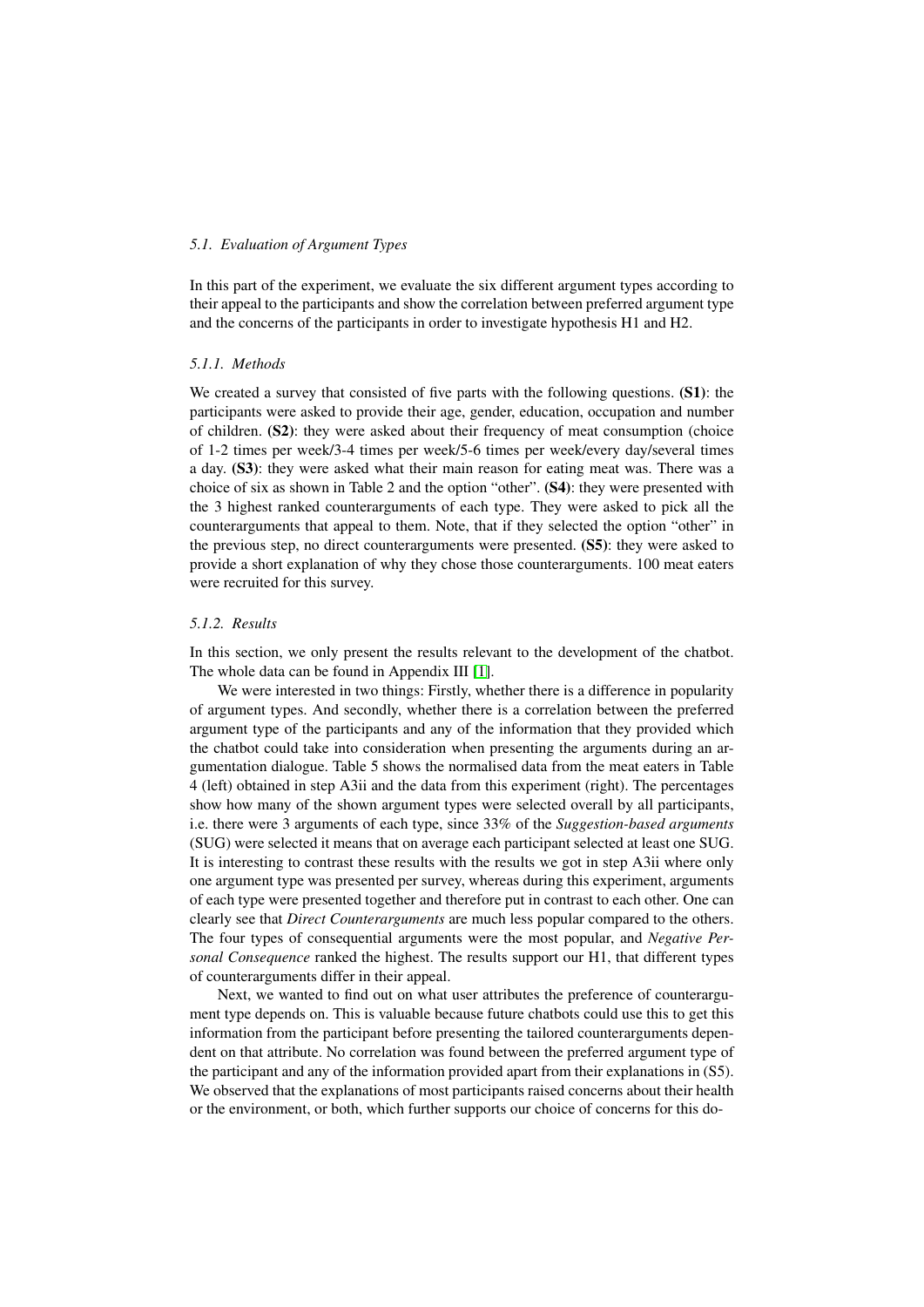### 5.1. Evaluation of Argument Types

In this part of the experiment, we evaluate the six different argument types according to their appeal to the participants and show the correlation between preferred argument type and the concerns of the participants in order to investigate hypothesis H1 and H2.

#### 5.1.1. Methods

We created a survey that consisted of five parts with the following questions. **(S1)**: the participants were asked to provide their age, gender, education, occupation and number of children. **(S2)**: they were asked about their frequency of meat consumption (choice of 1-2 times per week/3-4 times per week/5-6 times per week/every day/several times a day. **(S3)**: they were asked what their main reason for eating meat was. There was a choice of six as shown in Table 2 and the option "other". **(S4)**: they were presented with the 3 highest ranked counterarguments of each type. They were asked to pick all the counterarguments that appeal to them. Note, that if they selected the option "other" in the previous step, no direct counterarguments were presented. **(S5)**: they were asked to provide a short explanation of why they chose those counterarguments. 100 meat eaters were recruited for this survey.

#### 5.1.2. Results

In this section, we only present the results relevant to the development of the chatbot. The whole data can be found in Appendix III [1].

We were interested in two things: Firstly, whether there is a difference in popularity of argument types. And secondly, whether there is a correlation between the preferred argument type of the participants and any of the information that they provided which the chatbot could take into consideration when presenting the arguments during an argumentation dialogue. Table 5 shows the normalised data from the meat eaters in Table 4 (left) obtained in step A3ii and the data from this experiment (right). The percentages show how many of the shown argument types were selected overall by all participants, i.e. there were 3 arguments of each type, since 33% of the *Suggestion-based arguments* (SUG) were selected it means that on average each participant selected at least one SUG. It is interesting to contrast these results with the results we got in step A3ii where only one argument type was presented per survey, whereas during this experiment, arguments of each type were presented together and therefore put in contrast to each other. One can clearly see that *Direct Counterarguments* are much less popular compared to the others. The four types of consequential arguments were the most popular, and *Negative Personal Consequence* ranked the highest. The results support our H1, that different types of counterarguments differ in their appeal.

Next, we wanted to find out on what user attributes the preference of counterargument type depends on. This is valuable because future chatbots could use this to get this information from the participant before presenting the tailored counterarguments dependent on that attribute. No correlation was found between the preferred argument type of the participant and any of the information provided apart from their explanations in (S5). We observed that the explanations of most participants raised concerns about their health or the environment, or both, which further supports our choice of concerns for this do-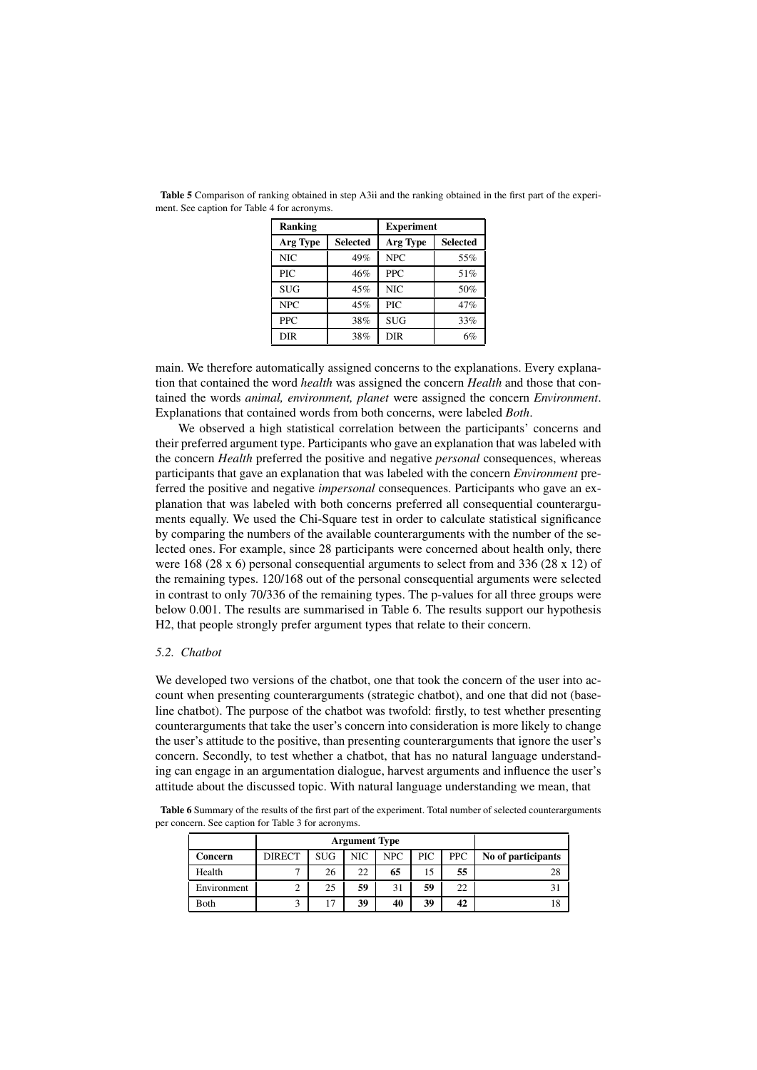**Table 5** Comparison of ranking obtained in step A3ii and the ranking obtained in the first part of the experiment. See caption for Table 4 for acronyms.

| Ranking | | Experiment | |
|---|---|---|---|
| **Arg Type** | **Selected** | **Arg Type** | **Selected** |
| NIC | 49% | NPC | 55% |
| PIC | 46% | PPC | 51% |
| SUG | 45% | NIC | 50% |
| NPC | 45% | PIC | 47% |
| PPC | 38% | SUG | 33% |
| DIR | 38% | DIR | 6% |

main. We therefore automatically assigned concerns to the explanations. Every explanation that contained the word *health* was assigned the concern *Health* and those that contained the words *animal, environment, planet* were assigned the concern *Environment*. Explanations that contained words from both concerns, were labeled *Both*.

We observed a high statistical correlation between the participants' concerns and their preferred argument type. Participants who gave an explanation that was labeled with the concern *Health* preferred the positive and negative *personal* consequences, whereas participants that gave an explanation that was labeled with the concern *Environment* preferred the positive and negative *impersonal* consequences. Participants who gave an explanation that was labeled with both concerns preferred all consequential counterarguments equally. We used the Chi-Square test in order to calculate statistical significance by comparing the numbers of the available counterarguments with the number of the selected ones. For example, since 28 participants were concerned about health only, there were 168 (28 x 6) personal consequential arguments to select from and 336 (28 x 12) of the remaining types. 120/168 out of the personal consequential arguments were selected in contrast to only 70/336 of the remaining types. The p-values for all three groups were below 0.001. The results are summarised in Table 6. The results support our hypothesis H2, that people strongly prefer argument types that relate to their concern.

### *5.2. Chatbot*

We developed two versions of the chatbot, one that took the concern of the user into account when presenting counterarguments (strategic chatbot), and one that did not (baseline chatbot). The purpose of the chatbot was twofold: firstly, to test whether presenting counterarguments that take the user's concern into consideration is more likely to change the user's attitude to the positive, than presenting counterarguments that ignore the user's concern. Secondly, to test whether a chatbot, that has no natural language understanding can engage in an argumentation dialogue, harvest arguments and influence the user's attitude about the discussed topic. With natural language understanding we mean, that

**Table 6** Summary of the results of the first part of the experiment. Total number of selected counterarguments per concern. See caption for Table 3 for acronyms.

| | Argument Type | | | | | | |
|---|---|---|---|---|---|---|---|
| **Concern** | DIRECT | SUG | NIC | NPC | PIC | PPC | **No of participants** |
| Health | 7 | 26 | 22 | **65** | 15 | **55** | 28 |
| Environment | 2 | 25 | **59** | 31 | **59** | 22 | 31 |
| Both | 3 | 17 | **39** | **40** | **39** | **42** | 18 |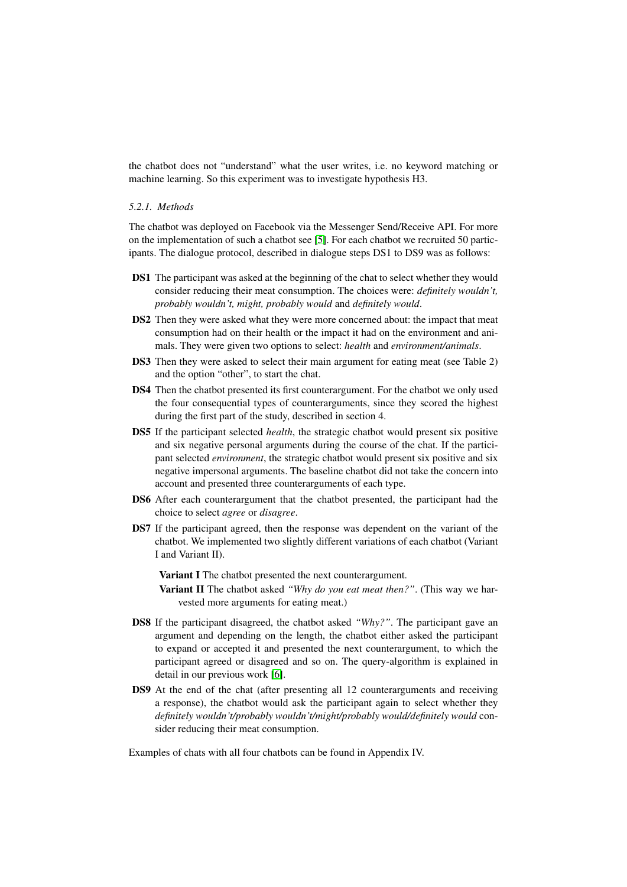the chatbot does not "understand" what the user writes, i.e. no keyword matching or machine learning. So this experiment was to investigate hypothesis H3.

#### 5.2.1. Methods

The chatbot was deployed on Facebook via the Messenger Send/Receive API. For more on the implementation of such a chatbot see [5]. For each chatbot we recruited 50 participants. The dialogue protocol, described in dialogue steps DS1 to DS9 was as follows:

- **DS1** The participant was asked at the beginning of the chat to select whether they would consider reducing their meat consumption. The choices were: *definitely wouldn't, probably wouldn't, might, probably would* and *definitely would*.
- **DS2** Then they were asked what they were more concerned about: the impact that meat consumption had on their health or the impact it had on the environment and animals. They were given two options to select: *health* and *environment/animals*.
- **DS3** Then they were asked to select their main argument for eating meat (see Table 2) and the option "other", to start the chat.
- **DS4** Then the chatbot presented its first counterargument. For the chatbot we only used the four consequential types of counterarguments, since they scored the highest during the first part of the study, described in section 4.
- **DS5** If the participant selected *health*, the strategic chatbot would present six positive and six negative personal arguments during the course of the chat. If the participant selected *environment*, the strategic chatbot would present six positive and six negative impersonal arguments. The baseline chatbot did not take the concern into account and presented three counterarguments of each type.
- **DS6** After each counterargument that the chatbot presented, the participant had the choice to select *agree* or *disagree*.
- **DS7** If the participant agreed, then the response was dependent on the variant of the chatbot. We implemented two slightly different variations of each chatbot (Variant I and Variant II).
  - **Variant I** The chatbot presented the next counterargument.
  - **Variant II** The chatbot asked *"Why do you eat meat then?"*. (This way we harvested more arguments for eating meat.)
- **DS8** If the participant disagreed, the chatbot asked *"Why?"*. The participant gave an argument and depending on the length, the chatbot either asked the participant to expand or accepted it and presented the next counterargument, to which the participant agreed or disagreed and so on. The query-algorithm is explained in detail in our previous work [6].
- **DS9** At the end of the chat (after presenting all 12 counterarguments and receiving a response), the chatbot would ask the participant again to select whether they *definitely wouldn't/probably wouldn't/might/probably would/definitely would* consider reducing their meat consumption.

Examples of chats with all four chatbots can be found in Appendix IV.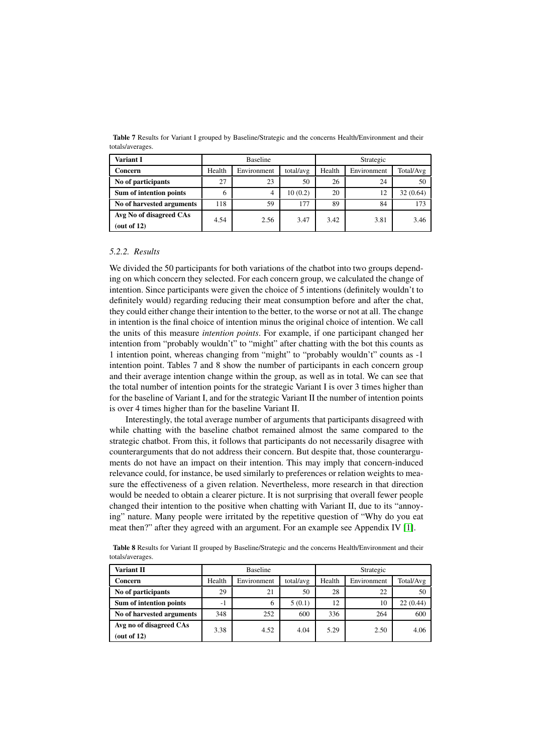**Table 7** Results for Variant I grouped by Baseline/Strategic and the concerns Health/Environment and their totals/averages.

| **Variant I** | Baseline | | | Strategic | | |
|---|---|---|---|---|---|---|
| **Concern** | Health | Environment | total/avg | Health | Environment | Total/Avg |
| **No of participants** | 27 | 23 | 50 | 26 | 24 | 50 |
| **Sum of intention points** | 6 | 4 | 10 (0.2) | 20 | 12 | 32 (0.64) |
| **No of harvested arguments** | 118 | 59 | 177 | 89 | 84 | 173 |
| **Avg No of disagreed CAs (out of 12)** | 4.54 | 2.56 | 3.47 | 3.42 | 3.81 | 3.46 |

### *5.2.2. Results*

We divided the 50 participants for both variations of the chatbot into two groups depending on which concern they selected. For each concern group, we calculated the change of intention. Since participants were given the choice of 5 intentions (definitely wouldn't to definitely would) regarding reducing their meat consumption before and after the chat, they could either change their intention to the better, to the worse or not at all. The change in intention is the final choice of intention minus the original choice of intention. We call the units of this measure *intention points*. For example, if one participant changed her intention from "probably wouldn't" to "might" after chatting with the bot this counts as 1 intention point, whereas changing from "might" to "probably wouldn't" counts as -1 intention point. Tables 7 and 8 show the number of participants in each concern group and their average intention change within the group, as well as in total. We can see that the total number of intention points for the strategic Variant I is over 3 times higher than for the baseline of Variant I, and for the strategic Variant II the number of intention points is over 4 times higher than for the baseline Variant II.

Interestingly, the total average number of arguments that participants disagreed with while chatting with the baseline chatbot remained almost the same compared to the strategic chatbot. From this, it follows that participants do not necessarily disagree with counterarguments that do not address their concern. But despite that, those counterarguments do not have an impact on their intention. This may imply that concern-induced relevance could, for instance, be used similarly to preferences or relation weights to measure the effectiveness of a given relation. Nevertheless, more research in that direction would be needed to obtain a clearer picture. It is not surprising that overall fewer people changed their intention to the positive when chatting with Variant II, due to its "annoying" nature. Many people were irritated by the repetitive question of "Why do you eat meat then?" after they agreed with an argument. For an example see Appendix IV [1].

**Table 8** Results for Variant II grouped by Baseline/Strategic and the concerns Health/Environment and their totals/averages.

| **Variant II** | Baseline | | | Strategic | | |
|---|---|---|---|---|---|---|
| **Concern** | Health | Environment | total/avg | Health | Environment | Total/Avg |
| **No of participants** | 29 | 21 | 50 | 28 | 22 | 50 |
| **Sum of intention points** | -1 | 6 | 5 (0.1) | 12 | 10 | 22 (0.44) |
| **No of harvested arguments** | 348 | 252 | 600 | 336 | 264 | 600 |
| **Avg no of disagreed CAs (out of 12)** | 3.38 | 4.52 | 4.04 | 5.29 | 2.50 | 4.06 |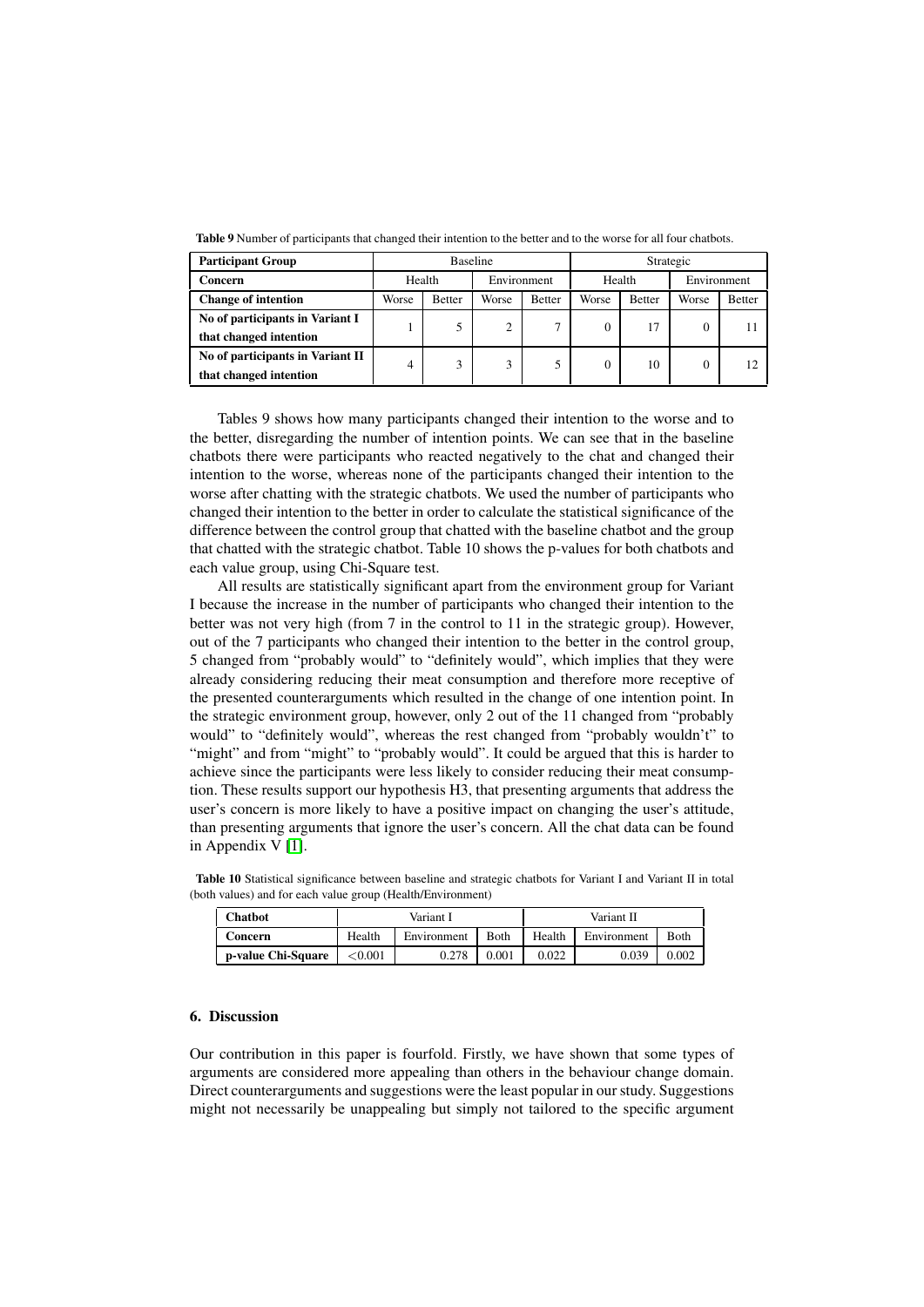**Table 9** Number of participants that changed their intention to the better and to the worse for all four chatbots.

| Participant Group | Baseline | | | | Strategic | | | |
|---|---|---|---|---|---|---|---|---|
| Concern | Health | | Environment | | Health | | Environment | |
| Change of intention | Worse | Better | Worse | Better | Worse | Better | Worse | Better |
| No of participants in Variant I that changed intention | 1 | 5 | 2 | 7 | 0 | 17 | 0 | 11 |
| No of participants in Variant II that changed intention | 4 | 3 | 3 | 5 | 0 | 10 | 0 | 12 |

Tables 9 shows how many participants changed their intention to the worse and to the better, disregarding the number of intention points. We can see that in the baseline chatbots there were participants who reacted negatively to the chat and changed their intention to the worse, whereas none of the participants changed their intention to the worse after chatting with the strategic chatbots. We used the number of participants who changed their intention to the better in order to calculate the statistical significance of the difference between the control group that chatted with the baseline chatbot and the group that chatted with the strategic chatbot. Table 10 shows the p-values for both chatbots and each value group, using Chi-Square test.

All results are statistically significant apart from the environment group for Variant I because the increase in the number of participants who changed their intention to the better was not very high (from 7 in the control to 11 in the strategic group). However, out of the 7 participants who changed their intention to the better in the control group, 5 changed from "probably would" to "definitely would", which implies that they were already considering reducing their meat consumption and therefore more receptive of the presented counterarguments which resulted in the change of one intention point. In the strategic environment group, however, only 2 out of the 11 changed from "probably would" to "definitely would", whereas the rest changed from "probably wouldn't" to "might" and from "might" to "probably would". It could be argued that this is harder to achieve since the participants were less likely to consider reducing their meat consumption. These results support our hypothesis H3, that presenting arguments that address the user's concern is more likely to have a positive impact on changing the user's attitude, than presenting arguments that ignore the user's concern. All the chat data can be found in Appendix V [1].

**Table 10** Statistical significance between baseline and strategic chatbots for Variant I and Variant II in total (both values) and for each value group (Health/Environment)

| Chatbot | Variant I | | | Variant II | | |
|---|---|---|---|---|---|---|
| Concern | Health | Environment | Both | Health | Environment | Both |
| p-value Chi-Square | <0.001 | 0.278 | 0.001 | 0.022 | 0.039 | 0.002 |

## 6. Discussion

Our contribution in this paper is fourfold. Firstly, we have shown that some types of arguments are considered more appealing than others in the behaviour change domain. Direct counterarguments and suggestions were the least popular in our study. Suggestions might not necessarily be unappealing but simply not tailored to the specific argument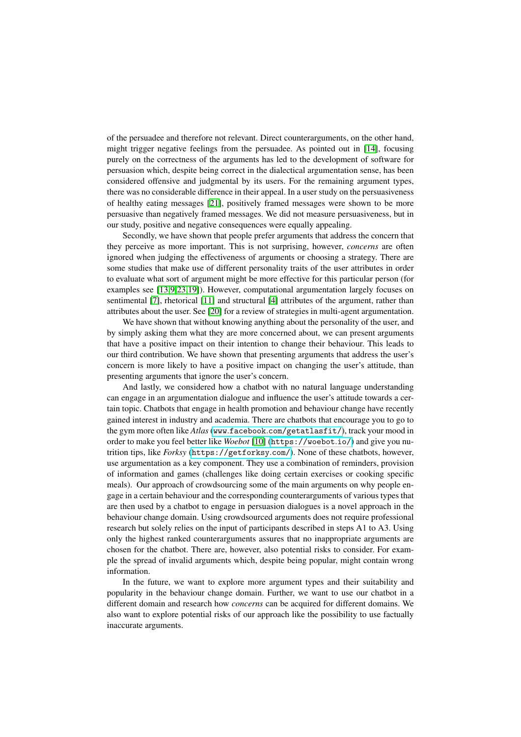of the persuadee and therefore not relevant. Direct counterarguments, on the other hand, might trigger negative feelings from the persuadee. As pointed out in [14], focusing purely on the correctness of the arguments has led to the development of software for persuasion which, despite being correct in the dialectical argumentation sense, has been considered offensive and judgmental by its users. For the remaining argument types, there was no considerable difference in their appeal. In a user study on the persuasiveness of healthy eating messages [21], positively framed messages were shown to be more persuasive than negatively framed messages. We did not measure persuasiveness, but in our study, positive and negative consequences were equally appealing.

Secondly, we have shown that people prefer arguments that address the concern that they perceive as more important. This is not surprising, however, *concerns* are often ignored when judging the effectiveness of arguments or choosing a strategy. There are some studies that make use of different personality traits of the user attributes in order to evaluate what sort of argument might be more effective for this particular person (for examples see [13,9,23,19]). However, computational argumentation largely focuses on sentimental [7], rhetorical [11] and structural [4] attributes of the argument, rather than attributes about the user. See [20] for a review of strategies in multi-agent argumentation.

We have shown that without knowing anything about the personality of the user, and by simply asking them what they are more concerned about, we can present arguments that have a positive impact on their intention to change their behaviour. This leads to our third contribution. We have shown that presenting arguments that address the user's concern is more likely to have a positive impact on changing the user's attitude, than presenting arguments that ignore the user's concern.

And lastly, we considered how a chatbot with no natural language understanding can engage in an argumentation dialogue and influence the user's attitude towards a certain topic. Chatbots that engage in health promotion and behaviour change have recently gained interest in industry and academia. There are chatbots that encourage you to go to the gym more often like *Atlas* (`www.facebook.com/getatlasfit/`), track your mood in order to make you feel better like *Woebot* [10] (`https://woebot.io/`) and give you nutrition tips, like *Forksy* (`https://getforksy.com/`). None of these chatbots, however, use argumentation as a key component. They use a combination of reminders, provision of information and games (challenges like doing certain exercises or cooking specific meals). Our approach of crowdsourcing some of the main arguments on why people engage in a certain behaviour and the corresponding counterarguments of various types that are then used by a chatbot to engage in persuasion dialogues is a novel approach in the behaviour change domain. Using crowdsourced arguments does not require professional research but solely relies on the input of participants described in steps A1 to A3. Using only the highest ranked counterarguments assures that no inappropriate arguments are chosen for the chatbot. There are, however, also potential risks to consider. For example the spread of invalid arguments which, despite being popular, might contain wrong information.

In the future, we want to explore more argument types and their suitability and popularity in the behaviour change domain. Further, we want to use our chatbot in a different domain and research how *concerns* can be acquired for different domains. We also want to explore potential risks of our approach like the possibility to use factually inaccurate arguments.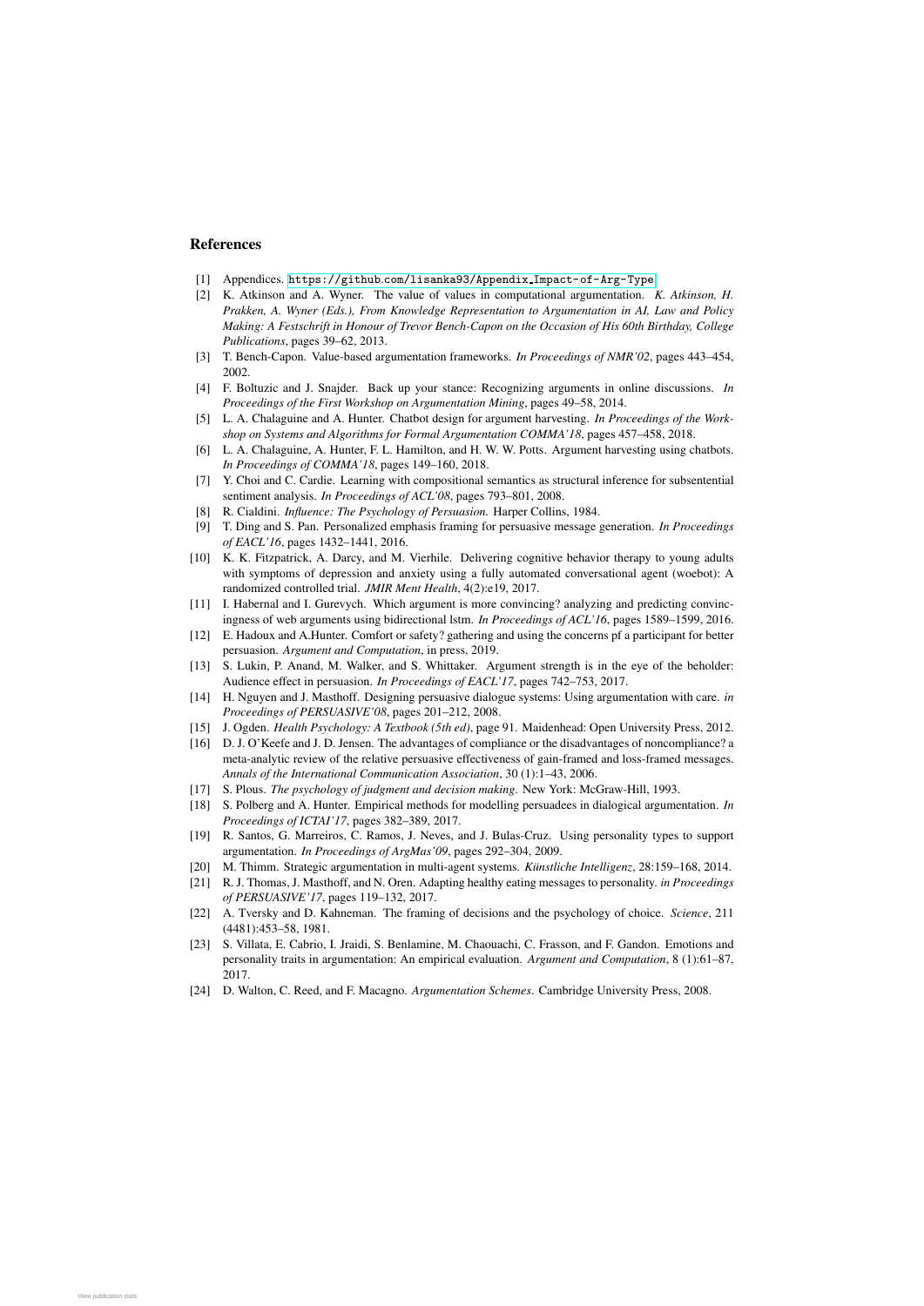## References

[1] Appendices. https://github.com/lisanka93/Appendix_Impact-of-Arg-Type.

[2] K. Atkinson and A. Wyner. The value of values in computational argumentation. *K. Atkinson, H. Prakken, A. Wyner (Eds.), From Knowledge Representation to Argumentation in AI, Law and Policy Making: A Festschrift in Honour of Trevor Bench-Capon on the Occasion of His 60th Birthday, College Publications*, pages 39–62, 2013.

[3] T. Bench-Capon. Value-based argumentation frameworks. *In Proceedings of NMR'02*, pages 443–454, 2002.

[4] F. Boltuzic and J. Snajder. Back up your stance: Recognizing arguments in online discussions. *In Proceedings of the First Workshop on Argumentation Mining*, pages 49–58, 2014.

[5] L. A. Chalaguine and A. Hunter. Chatbot design for argument harvesting. *In Proceedings of the Workshop on Systems and Algorithms for Formal Argumentation COMMA'18*, pages 457–458, 2018.

[6] L. A. Chalaguine, A. Hunter, F. L. Hamilton, and H. W. W. Potts. Argument harvesting using chatbots. *In Proceedings of COMMA'18*, pages 149–160, 2018.

[7] Y. Choi and C. Cardie. Learning with compositional semantics as structural inference for subsentential sentiment analysis. *In Proceedings of ACL'08*, pages 793–801, 2008.

[8] R. Cialdini. *Influence: The Psychology of Persuasion.* Harper Collins, 1984.

[9] T. Ding and S. Pan. Personalized emphasis framing for persuasive message generation. *In Proceedings of EACL'16*, pages 1432–1441, 2016.

[10] K. K. Fitzpatrick, A. Darcy, and M. Vierhile. Delivering cognitive behavior therapy to young adults with symptoms of depression and anxiety using a fully automated conversational agent (woebot): A randomized controlled trial. *JMIR Ment Health*, 4(2):e19, 2017.

[11] I. Habernal and I. Gurevych. Which argument is more convincing? analyzing and predicting convincingness of web arguments using bidirectional lstm. *In Proceedings of ACL'16*, pages 1589–1599, 2016.

[12] E. Hadoux and A.Hunter. Comfort or safety? gathering and using the concerns pf a participant for better persuasion. *Argument and Computation*, in press, 2019.

[13] S. Lukin, P. Anand, M. Walker, and S. Whittaker. Argument strength is in the eye of the beholder: Audience effect in persuasion. *In Proceedings of EACL'17*, pages 742–753, 2017.

[14] H. Nguyen and J. Masthoff. Designing persuasive dialogue systems: Using argumentation with care. *in Proceedings of PERSUASIVE'08*, pages 201–212, 2008.

[15] J. Ogden. *Health Psychology: A Textbook (5th ed)*, page 91. Maidenhead: Open University Press, 2012.

[16] D. J. O'Keefe and J. D. Jensen. The advantages of compliance or the disadvantages of noncompliance? a meta-analytic review of the relative persuasive effectiveness of gain-framed and loss-framed messages. *Annals of the International Communication Association*, 30 (1):1–43, 2006.

[17] S. Plous. *The psychology of judgment and decision making*. New York: McGraw-Hill, 1993.

[18] S. Polberg and A. Hunter. Empirical methods for modelling persuadees in dialogical argumentation. *In Proceedings of ICTAI'17*, pages 382–389, 2017.

[19] R. Santos, G. Marreiros, C. Ramos, J. Neves, and J. Bulas-Cruz. Using personality types to support argumentation. *In Proceedings of ArgMas'09*, pages 292–304, 2009.

[20] M. Thimm. Strategic argumentation in multi-agent systems. *Künstliche Intelligenz*, 28:159–168, 2014.

[21] R. J. Thomas, J. Masthoff, and N. Oren. Adapting healthy eating messages to personality. *in Proceedings of PERSUASIVE'17*, pages 119–132, 2017.

[22] A. Tversky and D. Kahneman. The framing of decisions and the psychology of choice. *Science*, 211 (4481):453–58, 1981.

[23] S. Villata, E. Cabrio, I. Jraidi, S. Benlamine, M. Chaouachi, C. Frasson, and F. Gandon. Emotions and personality traits in argumentation: An empirical evaluation. *Argument and Computation*, 8 (1):61–87, 2017.

[24] D. Walton, C. Reed, and F. Macagno. *Argumentation Schemes*. Cambridge University Press, 2008.